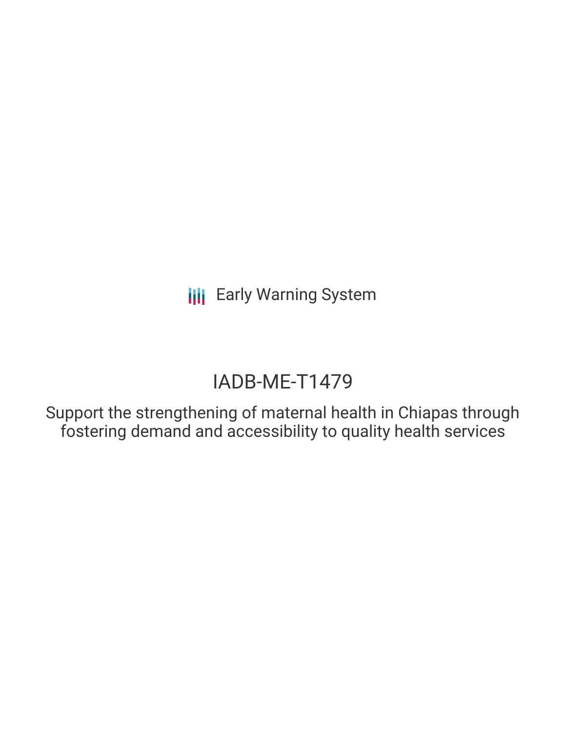Early Warning System

# IADB-ME-T1479

## Support the strengthening of maternal health in Chiapas through fostering demand and accessibility to quality health services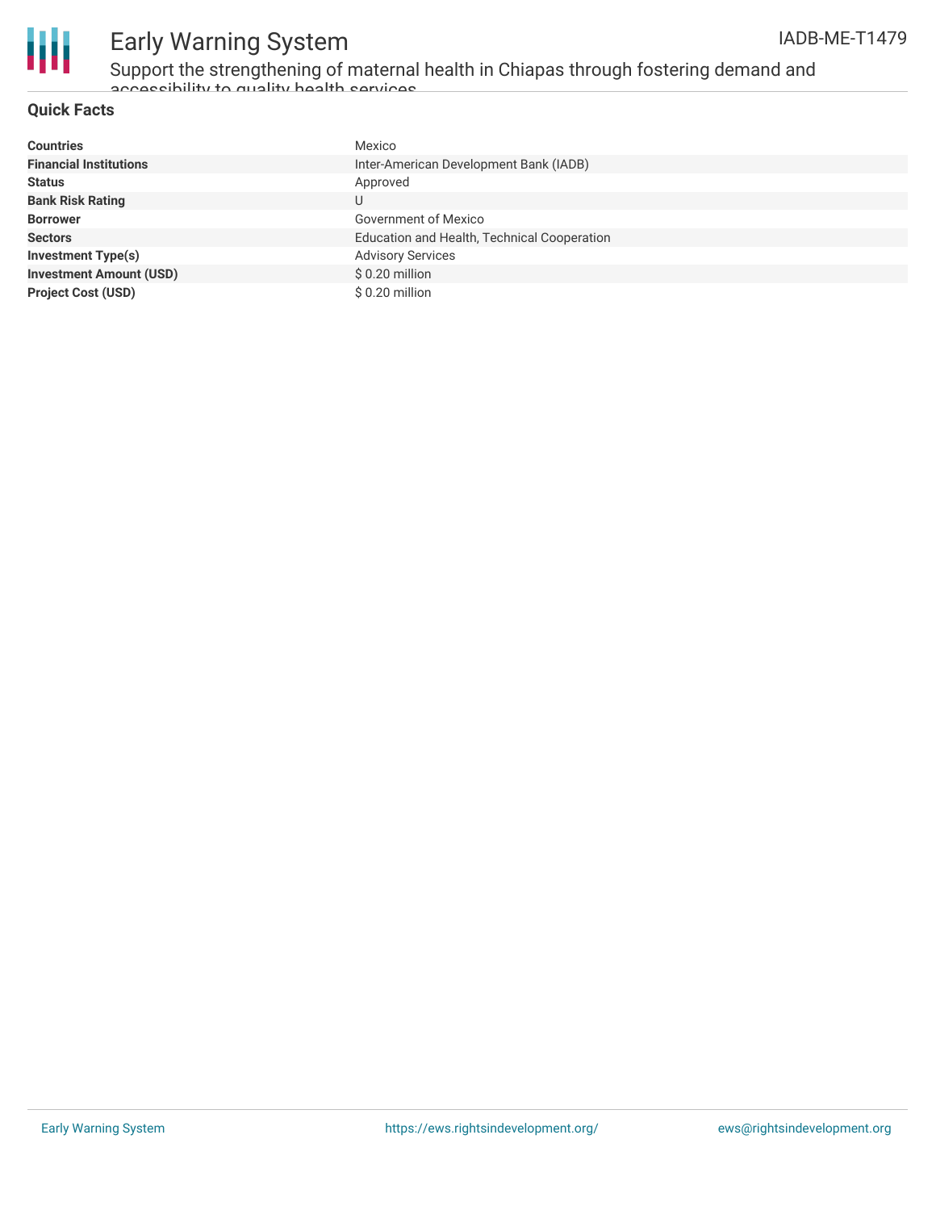## Quick Facts

| | |
|---|---|
| **Countries** | Mexico |
| **Financial Institutions** | Inter-American Development Bank (IADB) |
| **Status** | Approved |
| **Bank Risk Rating** | U |
| **Borrower** | Government of Mexico |
| **Sectors** | Education and Health, Technical Cooperation |
| **Investment Type(s)** | Advisory Services |
| **Investment Amount (USD)** | $ 0.20 million |
| **Project Cost (USD)** | $ 0.20 million |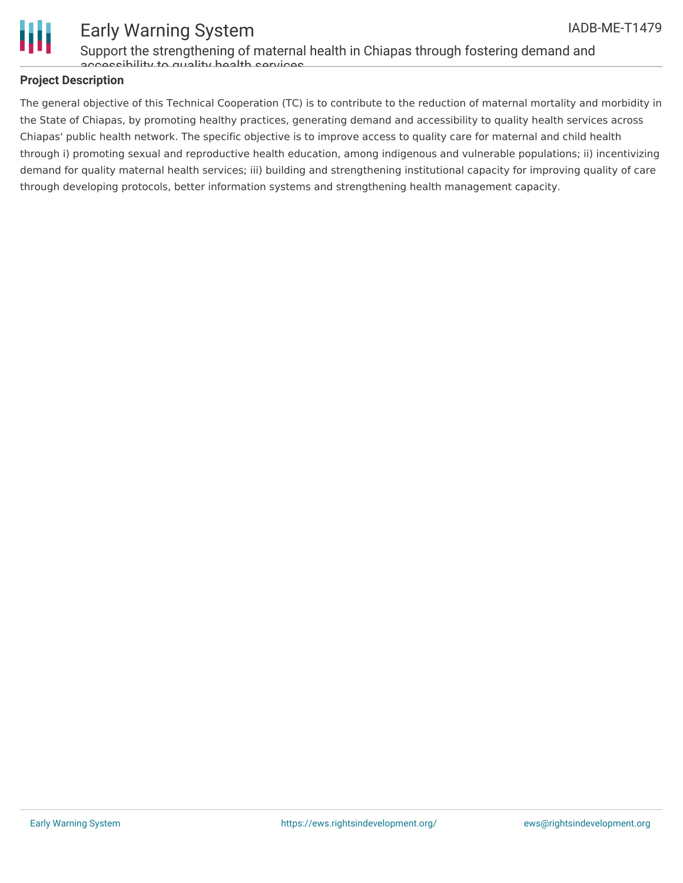## Project Description

The general objective of this Technical Cooperation (TC) is to contribute to the reduction of maternal mortality and morbidity in the State of Chiapas, by promoting healthy practices, generating demand and accessibility to quality health services across Chiapas' public health network. The specific objective is to improve access to quality care for maternal and child health through i) promoting sexual and reproductive health education, among indigenous and vulnerable populations; ii) incentivizing demand for quality maternal health services; iii) building and strengthening institutional capacity for improving quality of care through developing protocols, better information systems and strengthening health management capacity.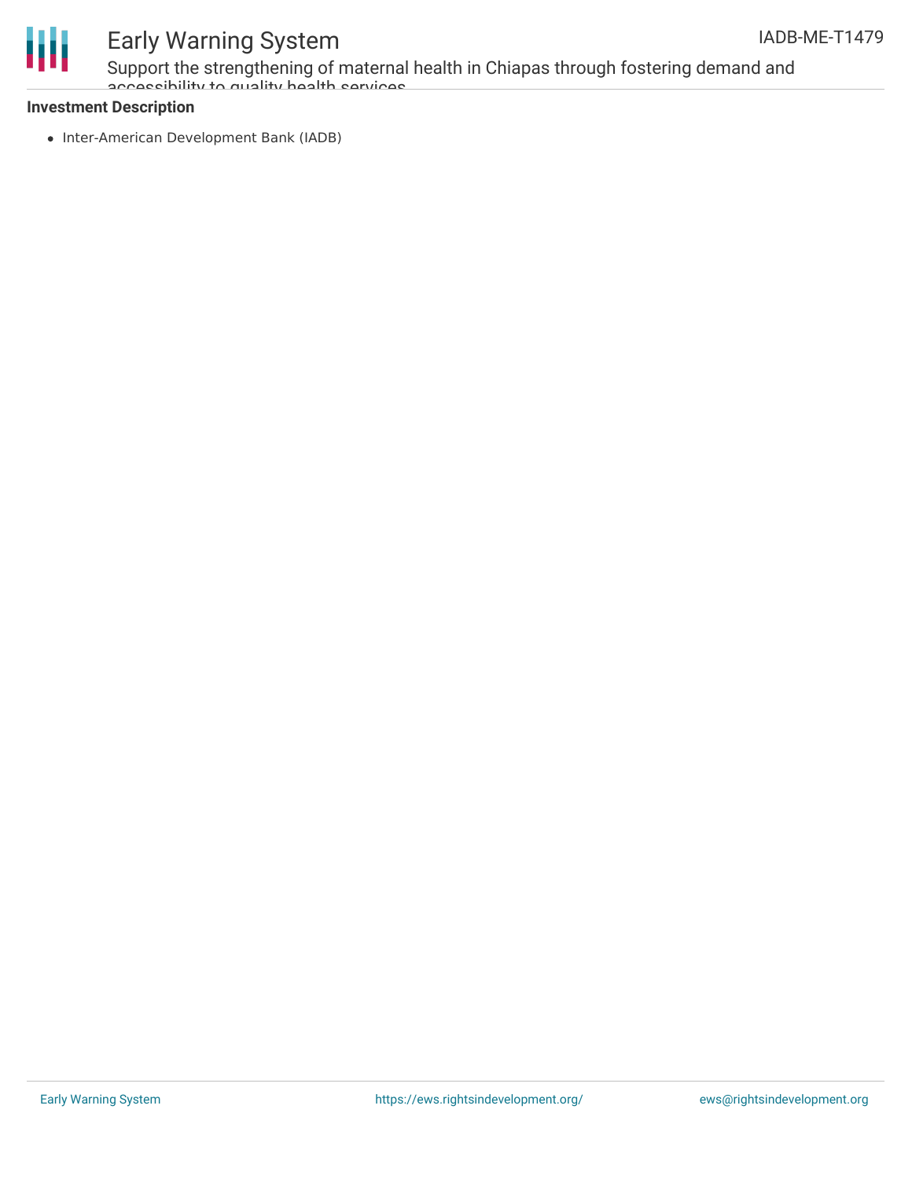## Investment Description

- Inter-American Development Bank (IADB)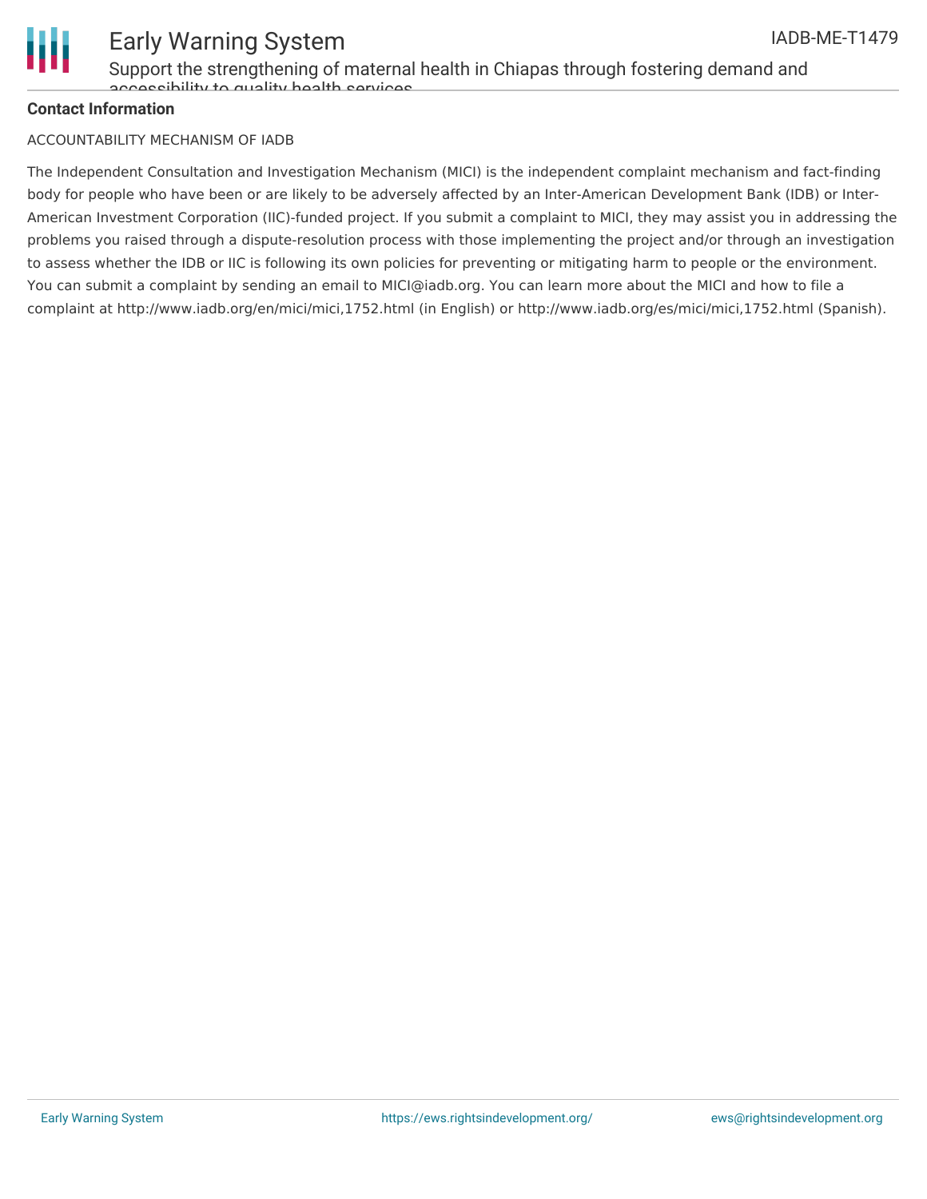**Contact Information**

ACCOUNTABILITY MECHANISM OF IADB

The Independent Consultation and Investigation Mechanism (MICI) is the independent complaint mechanism and fact-finding body for people who have been or are likely to be adversely affected by an Inter-American Development Bank (IDB) or Inter-American Investment Corporation (IIC)-funded project. If you submit a complaint to MICI, they may assist you in addressing the problems you raised through a dispute-resolution process with those implementing the project and/or through an investigation to assess whether the IDB or IIC is following its own policies for preventing or mitigating harm to people or the environment. You can submit a complaint by sending an email to MICI@iadb.org. You can learn more about the MICI and how to file a complaint at http://www.iadb.org/en/mici/mici,1752.html (in English) or http://www.iadb.org/es/mici/mici,1752.html (Spanish).